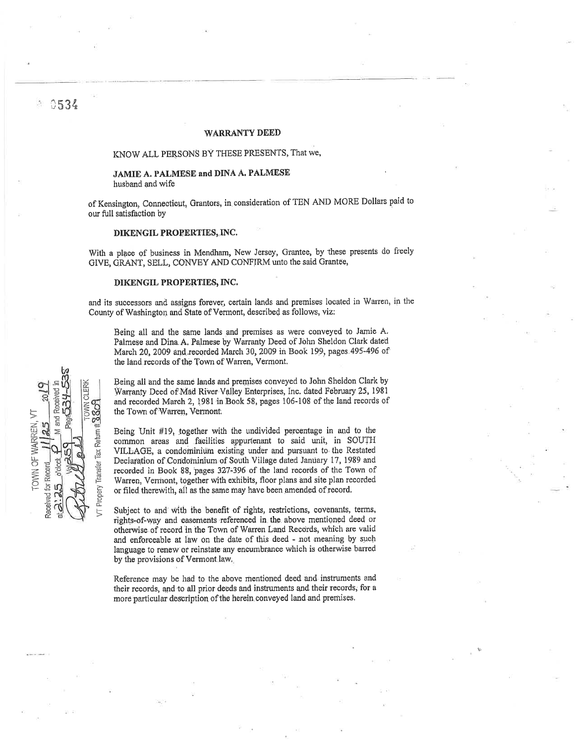0534

# WARRANTY DEED

KNOW ALL PERSONS BY THESE PRESENTS, That we,

**JAMIE A. PALMESE and DINA A. PALMESE**
husband and wife

of Kensington, Connecticut, Grantors, in consideration of TEN AND MORE Dollars paid to our full satisfaction by

**DIKENGIL PROPERTIES, INC.**

With a place of business in Mendham, New Jersey, Grantee, by these presents do freely GIVE, GRANT, SELL, CONVEY AND CONFIRM unto the said Grantee,

**DIKENGIL PROPERTIES, INC.**

and its successors and assigns forever, certain lands and premises located in Warren, in the County of Washington and State of Vermont, described as follows, viz:

TOWN OF WARREN, VT
Received for Record 11/25 2019
at 2:25 o'clock P M and Received in
Vol 259 Page 534-535
TOWN CLERK
VT Property Transfer Tax Return # 2809

> Being all and the same lands and premises as were conveyed to Jamie A. Palmese and Dina A. Palmese by Warranty Deed of John Sheldon Clark dated March 20, 2009 and recorded March 30, 2009 in Book 199, pages 495-496 of the land records of the Town of Warren, Vermont.
>
> Being all and the same lands and premises conveyed to John Sheldon Clark by Warranty Deed of Mad River Valley Enterprises, Inc. dated February 25, 1981 and recorded March 2, 1981 in Book 58, pages 106-108 of the land records of the Town of Warren, Vermont.
>
> Being Unit #19, together with the undivided percentage in and to the common areas and facilities appurtenant to said unit, in SOUTH VILLAGE, a condominium existing under and pursuant to the Restated Declaration of Condominium of South Village dated January 17, 1989 and recorded in Book 88, pages 327-396 of the land records of the Town of Warren, Vermont, together with exhibits, floor plans and site plan recorded or filed therewith, all as the same may have been amended of record.
>
> Subject to and with the benefit of rights, restrictions, covenants, terms, rights-of-way and easements referenced in the above mentioned deed or otherwise of record in the Town of Warren Land Records, which are valid and enforceable at law on the date of this deed - not meaning by such language to renew or reinstate any encumbrance which is otherwise barred by the provisions of Vermont law.
>
> Reference may be had to the above mentioned deed and instruments and their records, and to all prior deeds and instruments and their records, for a more particular description of the herein conveyed land and premises.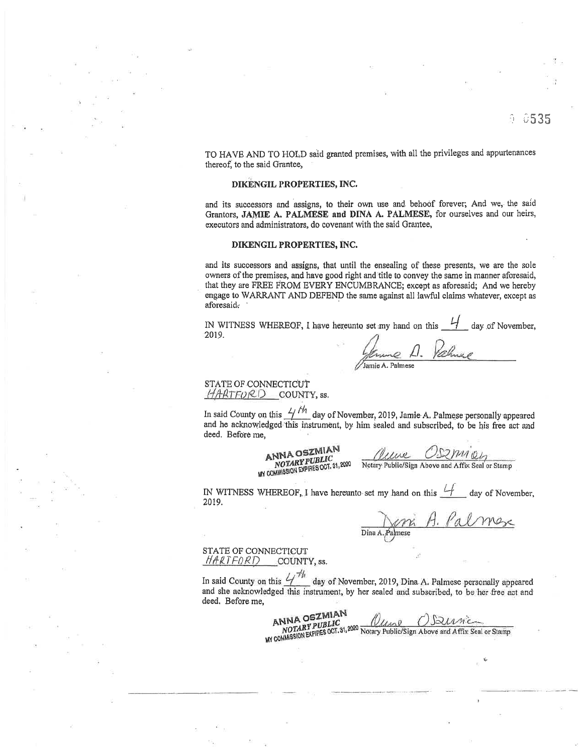TO HAVE AND TO HOLD said granted premises, with all the privileges and appurtenances thereof, to the said Grantee,

**DIKENGIL PROPERTIES, INC.**

and its successors and assigns, to their own use and behoof forever; And we, the said Grantors, **JAMIE A. PALMESE and DINA A. PALMESE,** for ourselves and our heirs, executors and administrators, do covenant with the said Grantee,

**DIKENGIL PROPERTIES, INC.**

and its successors and assigns, that until the ensealing of these presents, we are the sole owners of the premises, and have good right and title to convey the same in manner aforesaid, that they are FREE FROM EVERY ENCUMBRANCE; except as aforesaid; And we hereby engage to WARRANT AND DEFEND the same against all lawful claims whatever, except as aforesaid.

IN WITNESS WHEREOF, I have hereunto set my hand on this 4 day of November, 2019.

Jamie A. Palmese

STATE OF CONNECTICUT
HARTFORD COUNTY, ss.

In said County on this 4th day of November, 2019, Jamie A. Palmese personally appeared and he acknowledged this instrument, by him sealed and subscribed, to be his free act and deed. Before me,

ANNA OSZMIAN
NOTARY PUBLIC
MY COMMISSION EXPIRES OCT. 31, 2020

Notary Public/Sign Above and Affix Seal or Stamp

IN WITNESS WHEREOF, I have hereunto set my hand on this 4 day of November, 2019.

Dina A. Palmese

STATE OF CONNECTICUT
HARTFORD COUNTY, ss.

In said County on this 4th day of November, 2019, Dina A. Palmese personally appeared and she acknowledged this instrument, by her sealed and subscribed, to be her free act and deed. Before me,

ANNA OSZMIAN
NOTARY PUBLIC
MY COMMISSION EXPIRES OCT. 31, 2020

Notary Public/Sign Above and Affix Seal or Stamp